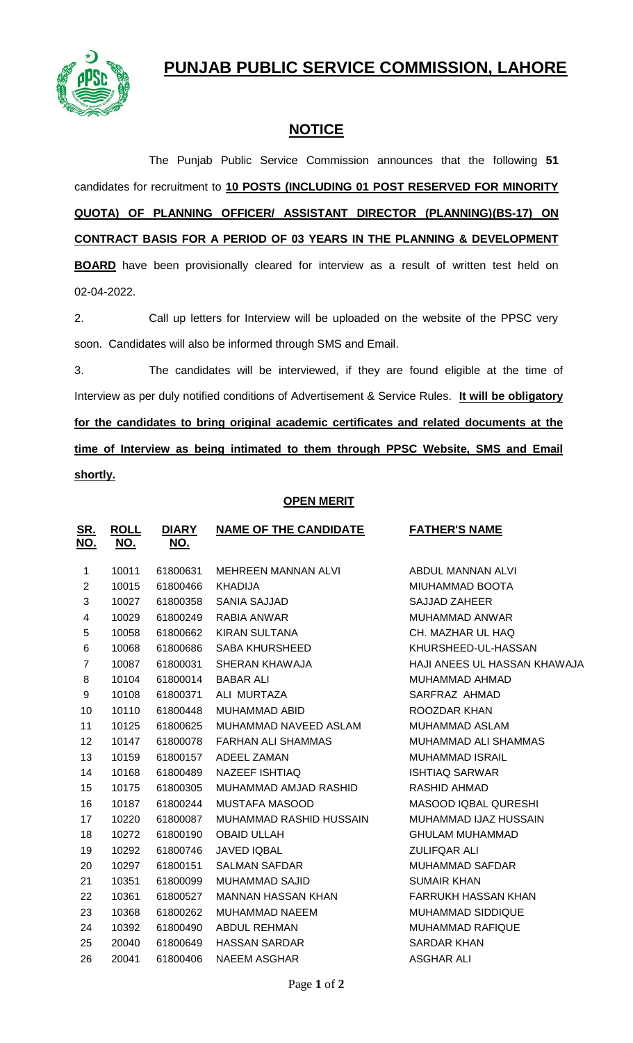# PUNJAB PUBLIC SERVICE COMMISSION, LAHORE

## NOTICE

The Punjab Public Service Commission announces that the following **51** candidates for recruitment to **10 POSTS (INCLUDING 01 POST RESERVED FOR MINORITY QUOTA) OF PLANNING OFFICER/ ASSISTANT DIRECTOR (PLANNING)(BS-17) ON CONTRACT BASIS FOR A PERIOD OF 03 YEARS IN THE PLANNING & DEVELOPMENT BOARD** have been provisionally cleared for interview as a result of written test held on 02-04-2022.

2. Call up letters for Interview will be uploaded on the website of the PPSC very soon. Candidates will also be informed through SMS and Email.

3. The candidates will be interviewed, if they are found eligible at the time of Interview as per duly notified conditions of Advertisement & Service Rules. **It will be obligatory for the candidates to bring original academic certificates and related documents at the time of Interview as being intimated to them through PPSC Website, SMS and Email shortly.**

**OPEN MERIT**

| SR. NO. | ROLL NO. | DIARY NO. | NAME OF THE CANDIDATE | FATHER'S NAME |
|---|---|---|---|---|
| 1 | 10011 | 61800631 | MEHREEN MANNAN ALVI | ABDUL MANNAN ALVI |
| 2 | 10015 | 61800466 | KHADIJA | MIUHAMMAD BOOTA |
| 3 | 10027 | 61800358 | SANIA SAJJAD | SAJJAD ZAHEER |
| 4 | 10029 | 61800249 | RABIA ANWAR | MUHAMMAD ANWAR |
| 5 | 10058 | 61800662 | KIRAN SULTANA | CH. MAZHAR UL HAQ |
| 6 | 10068 | 61800686 | SABA KHURSHEED | KHURSHEED-UL-HASSAN |
| 7 | 10087 | 61800031 | SHERAN KHAWAJA | HAJI ANEES UL HASSAN KHAWAJA |
| 8 | 10104 | 61800014 | BABAR ALI | MUHAMMAD AHMAD |
| 9 | 10108 | 61800371 | ALI MURTAZA | SARFRAZ AHMAD |
| 10 | 10110 | 61800448 | MUHAMMAD ABID | ROOZDAR KHAN |
| 11 | 10125 | 61800625 | MUHAMMAD NAVEED ASLAM | MUHAMMAD ASLAM |
| 12 | 10147 | 61800078 | FARHAN ALI SHAMMAS | MUHAMMAD ALI SHAMMAS |
| 13 | 10159 | 61800157 | ADEEL ZAMAN | MUHAMMAD ISRAIL |
| 14 | 10168 | 61800489 | NAZEEF ISHTIAQ | ISHTIAQ SARWAR |
| 15 | 10175 | 61800305 | MUHAMMAD AMJAD RASHID | RASHID AHMAD |
| 16 | 10187 | 61800244 | MUSTAFA MASOOD | MASOOD IQBAL QURESHI |
| 17 | 10220 | 61800087 | MUHAMMAD RASHID HUSSAIN | MUHAMMAD IJAZ HUSSAIN |
| 18 | 10272 | 61800190 | OBAID ULLAH | GHULAM MUHAMMAD |
| 19 | 10292 | 61800746 | JAVED IQBAL | ZULIFQAR ALI |
| 20 | 10297 | 61800151 | SALMAN SAFDAR | MUHAMMAD SAFDAR |
| 21 | 10351 | 61800099 | MUHAMMAD SAJID | SUMAIR KHAN |
| 22 | 10361 | 61800527 | MANNAN HASSAN KHAN | FARRUKH HASSAN KHAN |
| 23 | 10368 | 61800262 | MUHAMMAD NAEEM | MUHAMMAD SIDDIQUE |
| 24 | 10392 | 61800490 | ABDUL REHMAN | MUHAMMAD RAFIQUE |
| 25 | 20040 | 61800649 | HASSAN SARDAR | SARDAR KHAN |
| 26 | 20041 | 61800406 | NAEEM ASGHAR | ASGHAR ALI |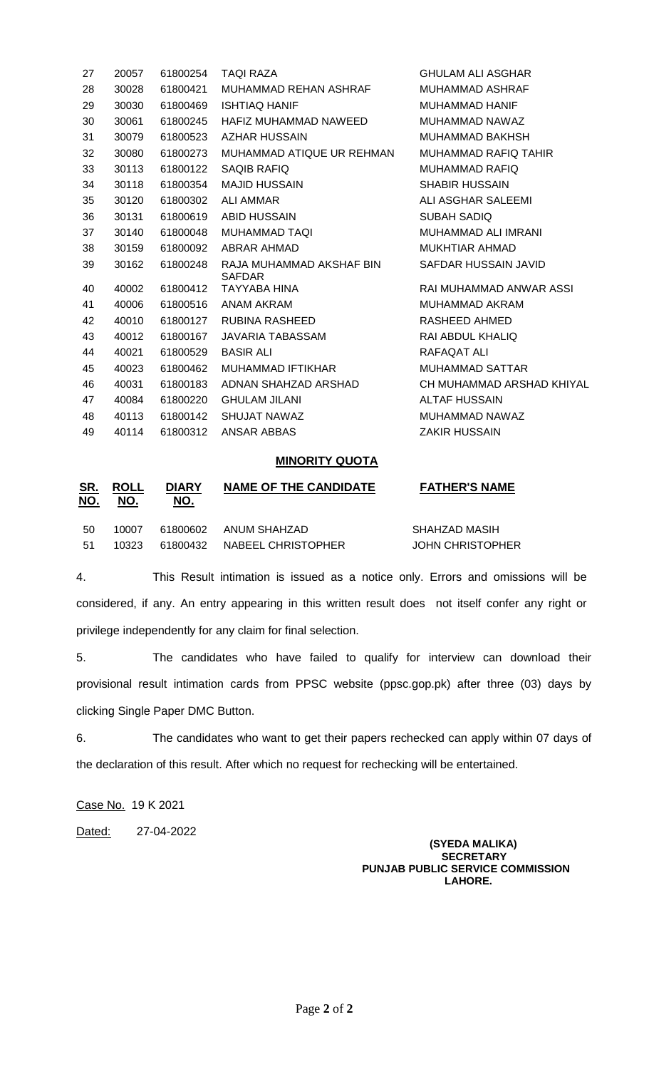| | | | | |
|---|---|---|---|---|
| 27 | 20057 | 61800254 | TAQI RAZA | GHULAM ALI ASGHAR |
| 28 | 30028 | 61800421 | MUHAMMAD REHAN ASHRAF | MUHAMMAD ASHRAF |
| 29 | 30030 | 61800469 | ISHTIAQ HANIF | MUHAMMAD HANIF |
| 30 | 30061 | 61800245 | HAFIZ MUHAMMAD NAWEED | MUHAMMAD NAWAZ |
| 31 | 30079 | 61800523 | AZHAR HUSSAIN | MUHAMMAD BAKHSH |
| 32 | 30080 | 61800273 | MUHAMMAD ATIQUE UR REHMAN | MUHAMMAD RAFIQ TAHIR |
| 33 | 30113 | 61800122 | SAQIB RAFIQ | MUHAMMAD RAFIQ |
| 34 | 30118 | 61800354 | MAJID HUSSAIN | SHABIR HUSSAIN |
| 35 | 30120 | 61800302 | ALI AMMAR | ALI ASGHAR SALEEMI |
| 36 | 30131 | 61800619 | ABID HUSSAIN | SUBAH SADIQ |
| 37 | 30140 | 61800048 | MUHAMMAD TAQI | MUHAMMAD ALI IMRANI |
| 38 | 30159 | 61800092 | ABRAR AHMAD | MUKHTIAR AHMAD |
| 39 | 30162 | 61800248 | RAJA MUHAMMAD AKSHAF BIN SAFDAR | SAFDAR HUSSAIN JAVID |
| 40 | 40002 | 61800412 | TAYYABA HINA | RAI MUHAMMAD ANWAR ASSI |
| 41 | 40006 | 61800516 | ANAM AKRAM | MUHAMMAD AKRAM |
| 42 | 40010 | 61800127 | RUBINA RASHEED | RASHEED AHMED |
| 43 | 40012 | 61800167 | JAVARIA TABASSAM | RAI ABDUL KHALIQ |
| 44 | 40021 | 61800529 | BASIR ALI | RAFAQAT ALI |
| 45 | 40023 | 61800462 | MUHAMMAD IFTIKHAR | MUHAMMAD SATTAR |
| 46 | 40031 | 61800183 | ADNAN SHAHZAD ARSHAD | CH MUHAMMAD ARSHAD KHIYAL |
| 47 | 40084 | 61800220 | GHULAM JILANI | ALTAF HUSSAIN |
| 48 | 40113 | 61800142 | SHUJAT NAWAZ | MUHAMMAD NAWAZ |
| 49 | 40114 | 61800312 | ANSAR ABBAS | ZAKIR HUSSAIN |

**MINORITY QUOTA**

| SR. NO. | ROLL NO. | DIARY NO. | NAME OF THE CANDIDATE | FATHER'S NAME |
|---|---|---|---|---|
| 50 | 10007 | 61800602 | ANUM SHAHZAD | SHAHZAD MASIH |
| 51 | 10323 | 61800432 | NABEEL CHRISTOPHER | JOHN CHRISTOPHER |

4. This Result intimation is issued as a notice only. Errors and omissions will be considered, if any. An entry appearing in this written result does not itself confer any right or privilege independently for any claim for final selection.

5. The candidates who have failed to qualify for interview can download their provisional result intimation cards from PPSC website (ppsc.gop.pk) after three (03) days by clicking Single Paper DMC Button.

6. The candidates who want to get their papers rechecked can apply within 07 days of the declaration of this result. After which no request for rechecking will be entertained.

Case No. 19 K 2021

Dated: 27-04-2022

**(SYEDA MALIKA)**
**SECRETARY**
**PUNJAB PUBLIC SERVICE COMMISSION**
**LAHORE.**